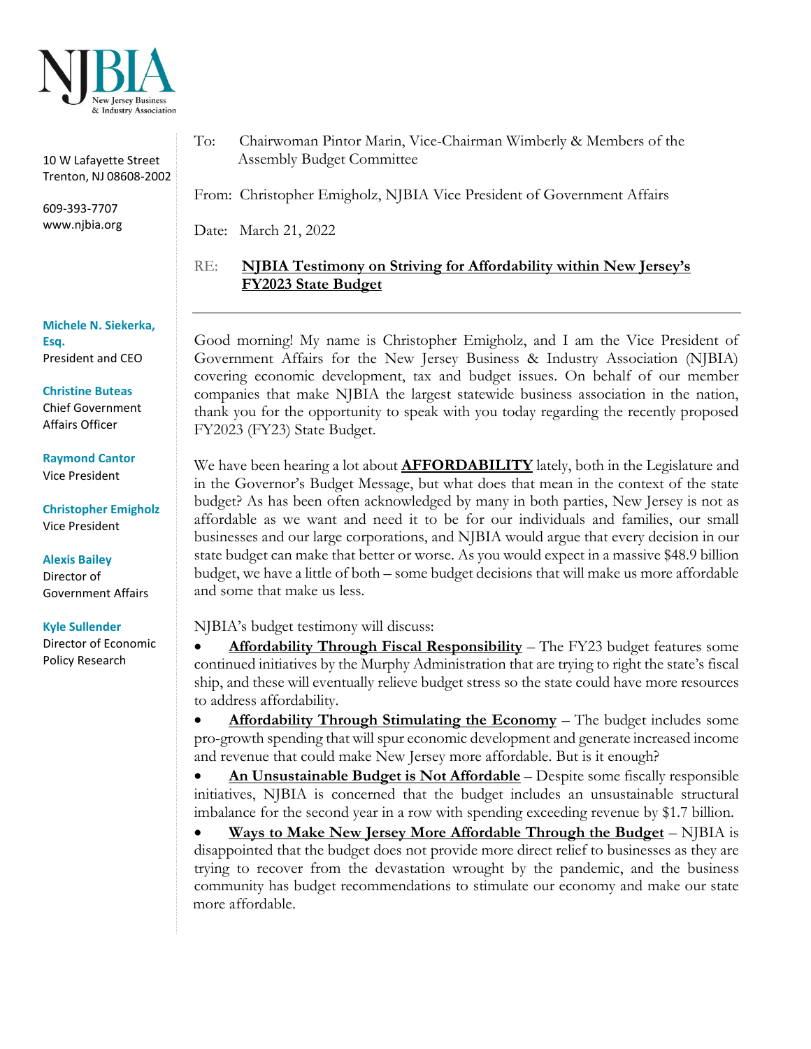NJBIA
New Jersey Business & Industry Association

10 W Lafayette Street
Trenton, NJ 08608-2002

609-393-7707
www.njbia.org

**Michele N. Siekerka, Esq.**
President and CEO

**Christine Buteas**
Chief Government Affairs Officer

**Raymond Cantor**
Vice President

**Christopher Emigholz**
Vice President

**Alexis Bailey**
Director of Government Affairs

**Kyle Sullender**
Director of Economic Policy Research

To: Chairwoman Pintor Marin, Vice-Chairman Wimberly & Members of the Assembly Budget Committee

From: Christopher Emigholz, NJBIA Vice President of Government Affairs

Date: March 21, 2022

RE: **NJBIA Testimony on Striving for Affordability within New Jersey's FY2023 State Budget**

---

Good morning! My name is Christopher Emigholz, and I am the Vice President of Government Affairs for the New Jersey Business & Industry Association (NJBIA) covering economic development, tax and budget issues. On behalf of our member companies that make NJBIA the largest statewide business association in the nation, thank you for the opportunity to speak with you today regarding the recently proposed FY2023 (FY23) State Budget.

We have been hearing a lot about **AFFORDABILITY** lately, both in the Legislature and in the Governor's Budget Message, but what does that mean in the context of the state budget? As has been often acknowledged by many in both parties, New Jersey is not as affordable as we want and need it to be for our individuals and families, our small businesses and our large corporations, and NJBIA would argue that every decision in our state budget can make that better or worse. As you would expect in a massive $48.9 billion budget, we have a little of both – some budget decisions that will make us more affordable and some that make us less.

NJBIA's budget testimony will discuss:

- **Affordability Through Fiscal Responsibility** – The FY23 budget features some continued initiatives by the Murphy Administration that are trying to right the state's fiscal ship, and these will eventually relieve budget stress so the state could have more resources to address affordability.
- **Affordability Through Stimulating the Economy** – The budget includes some pro-growth spending that will spur economic development and generate increased income and revenue that could make New Jersey more affordable. But is it enough?
- **An Unsustainable Budget is Not Affordable** – Despite some fiscally responsible initiatives, NJBIA is concerned that the budget includes an unsustainable structural imbalance for the second year in a row with spending exceeding revenue by $1.7 billion.
- **Ways to Make New Jersey More Affordable Through the Budget** – NJBIA is disappointed that the budget does not provide more direct relief to businesses as they are trying to recover from the devastation wrought by the pandemic, and the business community has budget recommendations to stimulate our economy and make our state more affordable.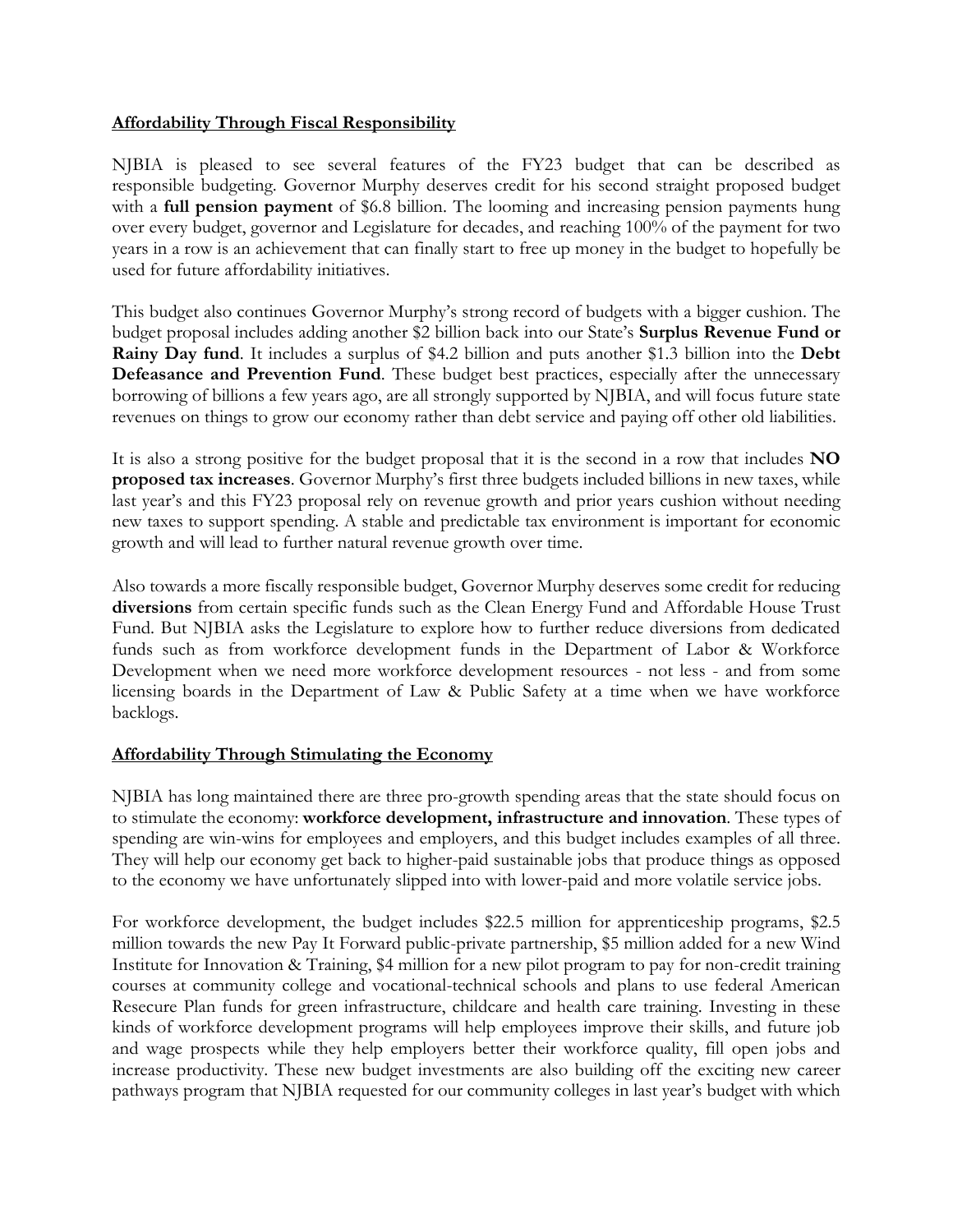## Affordability Through Fiscal Responsibility

NJBIA is pleased to see several features of the FY23 budget that can be described as responsible budgeting. Governor Murphy deserves credit for his second straight proposed budget with a **full pension payment** of $6.8 billion. The looming and increasing pension payments hung over every budget, governor and Legislature for decades, and reaching 100% of the payment for two years in a row is an achievement that can finally start to free up money in the budget to hopefully be used for future affordability initiatives.

This budget also continues Governor Murphy's strong record of budgets with a bigger cushion. The budget proposal includes adding another $2 billion back into our State's **Surplus Revenue Fund or Rainy Day fund**. It includes a surplus of $4.2 billion and puts another $1.3 billion into the **Debt Defeasance and Prevention Fund**. These budget best practices, especially after the unnecessary borrowing of billions a few years ago, are all strongly supported by NJBIA, and will focus future state revenues on things to grow our economy rather than debt service and paying off other old liabilities.

It is also a strong positive for the budget proposal that it is the second in a row that includes **NO proposed tax increases**. Governor Murphy's first three budgets included billions in new taxes, while last year's and this FY23 proposal rely on revenue growth and prior years cushion without needing new taxes to support spending. A stable and predictable tax environment is important for economic growth and will lead to further natural revenue growth over time.

Also towards a more fiscally responsible budget, Governor Murphy deserves some credit for reducing **diversions** from certain specific funds such as the Clean Energy Fund and Affordable House Trust Fund. But NJBIA asks the Legislature to explore how to further reduce diversions from dedicated funds such as from workforce development funds in the Department of Labor & Workforce Development when we need more workforce development resources - not less - and from some licensing boards in the Department of Law & Public Safety at a time when we have workforce backlogs.

## Affordability Through Stimulating the Economy

NJBIA has long maintained there are three pro-growth spending areas that the state should focus on to stimulate the economy: **workforce development, infrastructure and innovation**. These types of spending are win-wins for employees and employers, and this budget includes examples of all three. They will help our economy get back to higher-paid sustainable jobs that produce things as opposed to the economy we have unfortunately slipped into with lower-paid and more volatile service jobs.

For workforce development, the budget includes $22.5 million for apprenticeship programs, $2.5 million towards the new Pay It Forward public-private partnership, $5 million added for a new Wind Institute for Innovation & Training, $4 million for a new pilot program to pay for non-credit training courses at community college and vocational-technical schools and plans to use federal American Resecure Plan funds for green infrastructure, childcare and health care training. Investing in these kinds of workforce development programs will help employees improve their skills, and future job and wage prospects while they help employers better their workforce quality, fill open jobs and increase productivity. These new budget investments are also building off the exciting new career pathways program that NJBIA requested for our community colleges in last year's budget with which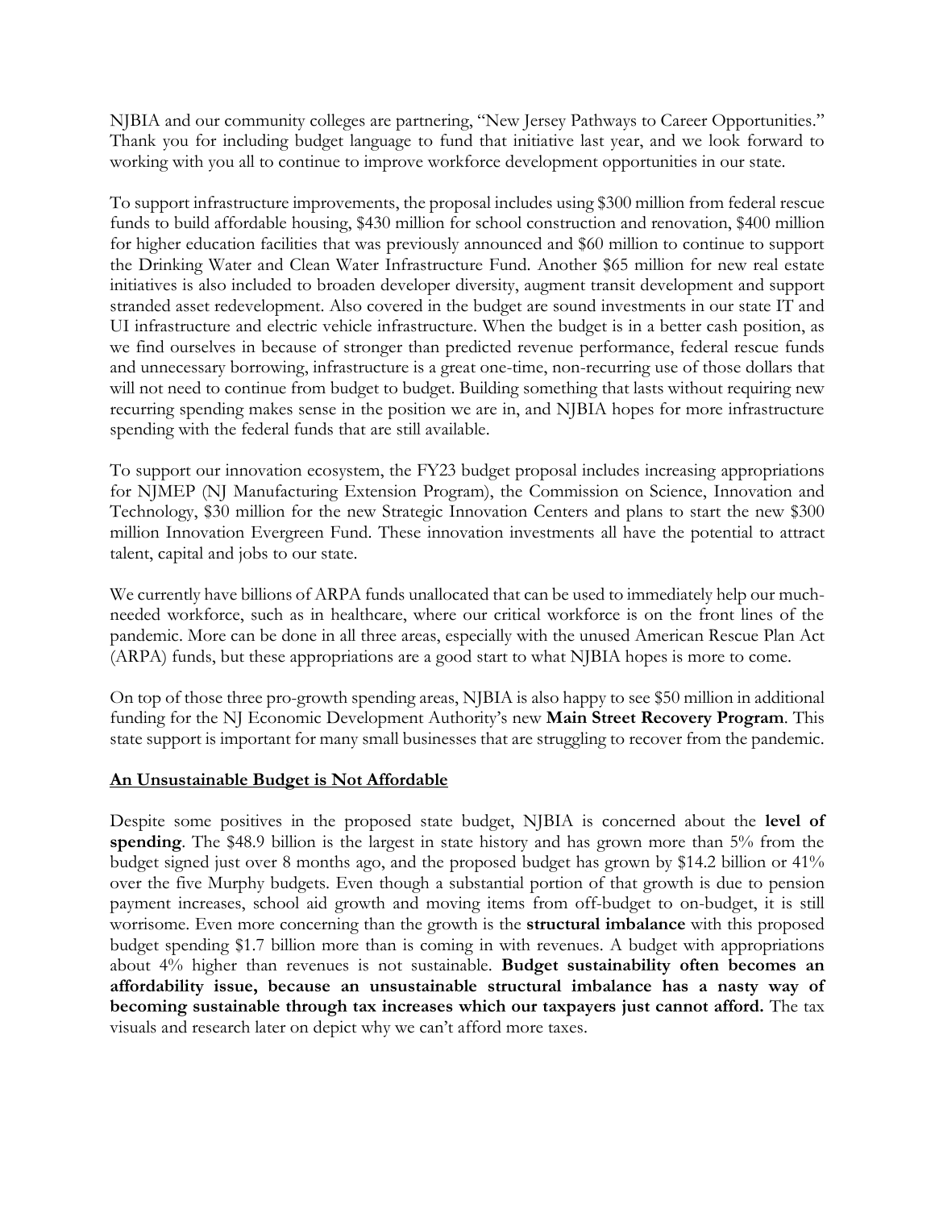NJBIA and our community colleges are partnering, "New Jersey Pathways to Career Opportunities." Thank you for including budget language to fund that initiative last year, and we look forward to working with you all to continue to improve workforce development opportunities in our state.

To support infrastructure improvements, the proposal includes using $300 million from federal rescue funds to build affordable housing, $430 million for school construction and renovation, $400 million for higher education facilities that was previously announced and $60 million to continue to support the Drinking Water and Clean Water Infrastructure Fund. Another $65 million for new real estate initiatives is also included to broaden developer diversity, augment transit development and support stranded asset redevelopment. Also covered in the budget are sound investments in our state IT and UI infrastructure and electric vehicle infrastructure. When the budget is in a better cash position, as we find ourselves in because of stronger than predicted revenue performance, federal rescue funds and unnecessary borrowing, infrastructure is a great one-time, non-recurring use of those dollars that will not need to continue from budget to budget. Building something that lasts without requiring new recurring spending makes sense in the position we are in, and NJBIA hopes for more infrastructure spending with the federal funds that are still available.

To support our innovation ecosystem, the FY23 budget proposal includes increasing appropriations for NJMEP (NJ Manufacturing Extension Program), the Commission on Science, Innovation and Technology, $30 million for the new Strategic Innovation Centers and plans to start the new $300 million Innovation Evergreen Fund. These innovation investments all have the potential to attract talent, capital and jobs to our state.

We currently have billions of ARPA funds unallocated that can be used to immediately help our much-needed workforce, such as in healthcare, where our critical workforce is on the front lines of the pandemic. More can be done in all three areas, especially with the unused American Rescue Plan Act (ARPA) funds, but these appropriations are a good start to what NJBIA hopes is more to come.

On top of those three pro-growth spending areas, NJBIA is also happy to see $50 million in additional funding for the NJ Economic Development Authority's new **Main Street Recovery Program**. This state support is important for many small businesses that are struggling to recover from the pandemic.

## An Unsustainable Budget is Not Affordable

Despite some positives in the proposed state budget, NJBIA is concerned about the **level of spending**. The $48.9 billion is the largest in state history and has grown more than 5% from the budget signed just over 8 months ago, and the proposed budget has grown by $14.2 billion or 41% over the five Murphy budgets. Even though a substantial portion of that growth is due to pension payment increases, school aid growth and moving items from off-budget to on-budget, it is still worrisome. Even more concerning than the growth is the **structural imbalance** with this proposed budget spending $1.7 billion more than is coming in with revenues. A budget with appropriations about 4% higher than revenues is not sustainable. **Budget sustainability often becomes an affordability issue, because an unsustainable structural imbalance has a nasty way of becoming sustainable through tax increases which our taxpayers just cannot afford.** The tax visuals and research later on depict why we can't afford more taxes.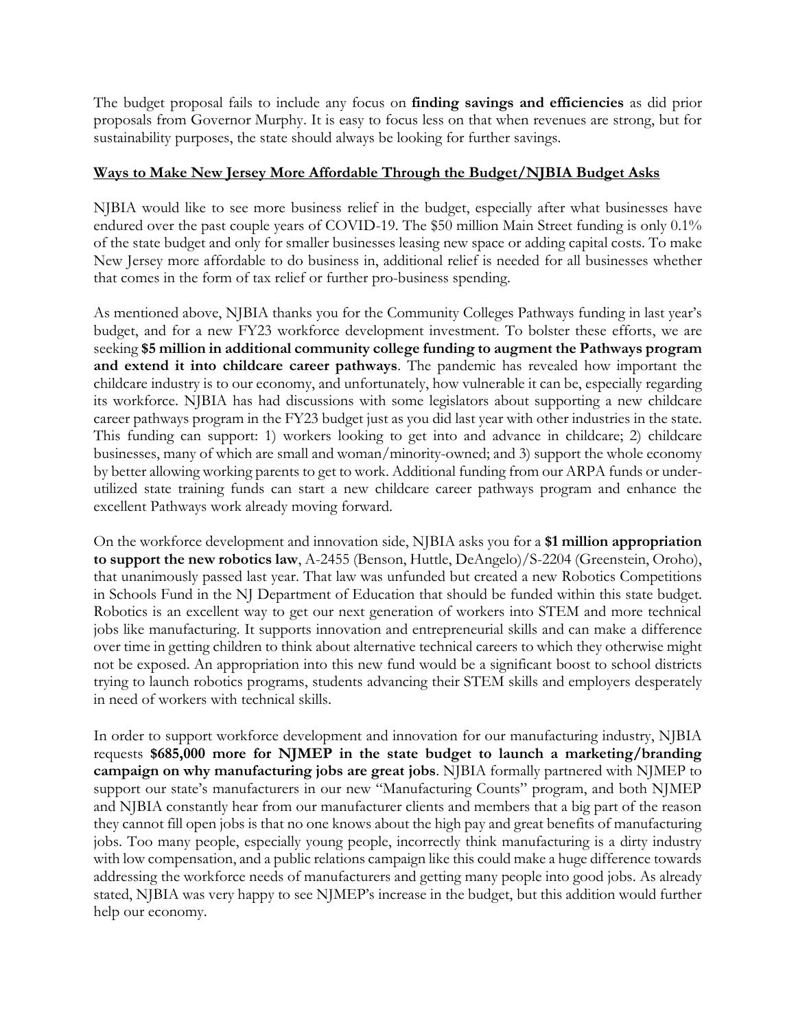The budget proposal fails to include any focus on **finding savings and efficiencies** as did prior proposals from Governor Murphy. It is easy to focus less on that when revenues are strong, but for sustainability purposes, the state should always be looking for further savings.

## Ways to Make New Jersey More Affordable Through the Budget/NJBIA Budget Asks

NJBIA would like to see more business relief in the budget, especially after what businesses have endured over the past couple years of COVID-19. The $50 million Main Street funding is only 0.1% of the state budget and only for smaller businesses leasing new space or adding capital costs. To make New Jersey more affordable to do business in, additional relief is needed for all businesses whether that comes in the form of tax relief or further pro-business spending.

As mentioned above, NJBIA thanks you for the Community Colleges Pathways funding in last year's budget, and for a new FY23 workforce development investment. To bolster these efforts, we are seeking **$5 million in additional community college funding to augment the Pathways program and extend it into childcare career pathways**. The pandemic has revealed how important the childcare industry is to our economy, and unfortunately, how vulnerable it can be, especially regarding its workforce. NJBIA has had discussions with some legislators about supporting a new childcare career pathways program in the FY23 budget just as you did last year with other industries in the state. This funding can support: 1) workers looking to get into and advance in childcare; 2) childcare businesses, many of which are small and woman/minority-owned; and 3) support the whole economy by better allowing working parents to get to work. Additional funding from our ARPA funds or under-utilized state training funds can start a new childcare career pathways program and enhance the excellent Pathways work already moving forward.

On the workforce development and innovation side, NJBIA asks you for a **$1 million appropriation to support the new robotics law**, A-2455 (Benson, Huttle, DeAngelo)/S-2204 (Greenstein, Oroho), that unanimously passed last year. That law was unfunded but created a new Robotics Competitions in Schools Fund in the NJ Department of Education that should be funded within this state budget. Robotics is an excellent way to get our next generation of workers into STEM and more technical jobs like manufacturing. It supports innovation and entrepreneurial skills and can make a difference over time in getting children to think about alternative technical careers to which they otherwise might not be exposed. An appropriation into this new fund would be a significant boost to school districts trying to launch robotics programs, students advancing their STEM skills and employers desperately in need of workers with technical skills.

In order to support workforce development and innovation for our manufacturing industry, NJBIA requests **$685,000 more for NJMEP in the state budget to launch a marketing/branding campaign on why manufacturing jobs are great jobs**. NJBIA formally partnered with NJMEP to support our state's manufacturers in our new "Manufacturing Counts" program, and both NJMEP and NJBIA constantly hear from our manufacturer clients and members that a big part of the reason they cannot fill open jobs is that no one knows about the high pay and great benefits of manufacturing jobs. Too many people, especially young people, incorrectly think manufacturing is a dirty industry with low compensation, and a public relations campaign like this could make a huge difference towards addressing the workforce needs of manufacturers and getting many people into good jobs. As already stated, NJBIA was very happy to see NJMEP's increase in the budget, but this addition would further help our economy.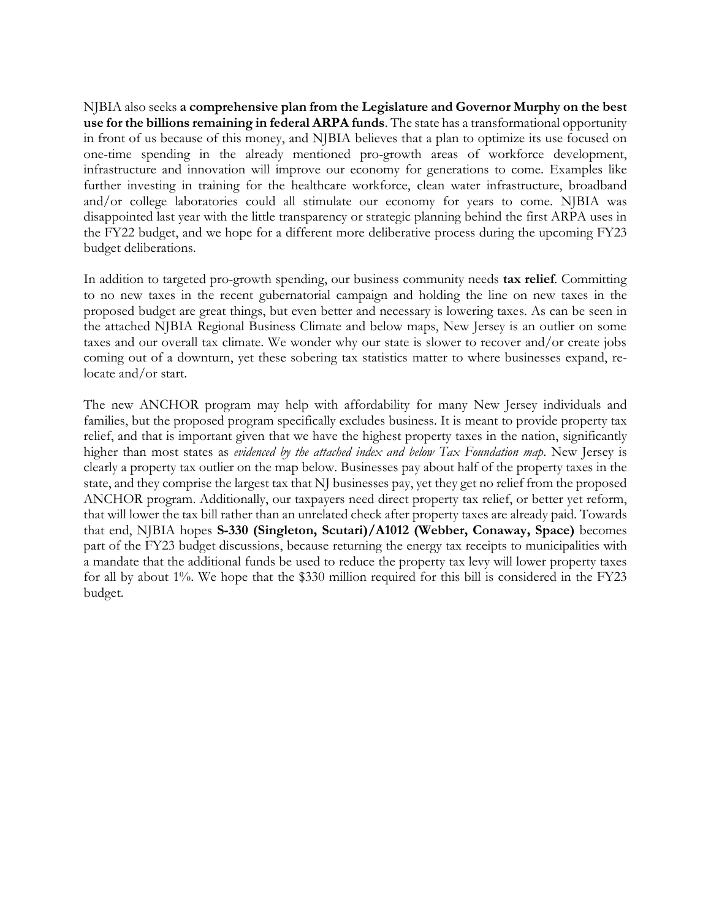NJBIA also seeks **a comprehensive plan from the Legislature and Governor Murphy on the best use for the billions remaining in federal ARPA funds**. The state has a transformational opportunity in front of us because of this money, and NJBIA believes that a plan to optimize its use focused on one-time spending in the already mentioned pro-growth areas of workforce development, infrastructure and innovation will improve our economy for generations to come. Examples like further investing in training for the healthcare workforce, clean water infrastructure, broadband and/or college laboratories could all stimulate our economy for years to come. NJBIA was disappointed last year with the little transparency or strategic planning behind the first ARPA uses in the FY22 budget, and we hope for a different more deliberative process during the upcoming FY23 budget deliberations.

In addition to targeted pro-growth spending, our business community needs **tax relief**. Committing to no new taxes in the recent gubernatorial campaign and holding the line on new taxes in the proposed budget are great things, but even better and necessary is lowering taxes. As can be seen in the attached NJBIA Regional Business Climate and below maps, New Jersey is an outlier on some taxes and our overall tax climate. We wonder why our state is slower to recover and/or create jobs coming out of a downturn, yet these sobering tax statistics matter to where businesses expand, re-locate and/or start.

The new ANCHOR program may help with affordability for many New Jersey individuals and families, but the proposed program specifically excludes business. It is meant to provide property tax relief, and that is important given that we have the highest property taxes in the nation, significantly higher than most states as *evidenced by the attached index and below Tax Foundation map*. New Jersey is clearly a property tax outlier on the map below. Businesses pay about half of the property taxes in the state, and they comprise the largest tax that NJ businesses pay, yet they get no relief from the proposed ANCHOR program. Additionally, our taxpayers need direct property tax relief, or better yet reform, that will lower the tax bill rather than an unrelated check after property taxes are already paid. Towards that end, NJBIA hopes **S-330 (Singleton, Scutari)/A1012 (Webber, Conaway, Space)** becomes part of the FY23 budget discussions, because returning the energy tax receipts to municipalities with a mandate that the additional funds be used to reduce the property tax levy will lower property taxes for all by about 1%. We hope that the $330 million required for this bill is considered in the FY23 budget.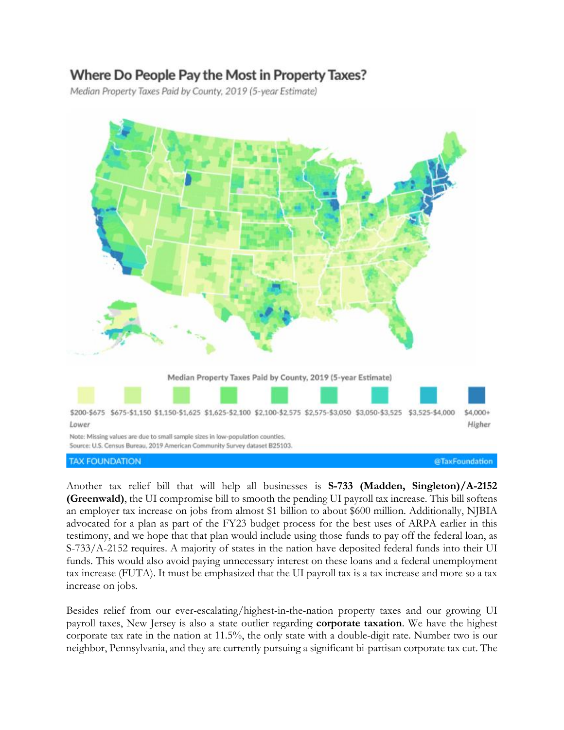**Where Do People Pay the Most in Property Taxes?**

*Median Property Taxes Paid by County, 2019 (5-year Estimate)*

Median Property Taxes Paid by County, 2019 (5-year Estimate)

$200-$675 (Lower) | $675-$1,150 | $1,150-$1,625 | $1,625-$2,100 | $2,100-$2,575 | $2,575-$3,050 | $3,050-$3,525 | $3,525-$4,000 | $4,000+ (Higher)

Note: Missing values are due to small sample sizes in low-population counties.
Source: U.S. Census Bureau, 2019 American Community Survey dataset B25103.

TAX FOUNDATION @TaxFoundation

Another tax relief bill that will help all businesses is **S-733 (Madden, Singleton)/A-2152 (Greenwald)**, the UI compromise bill to smooth the pending UI payroll tax increase. This bill softens an employer tax increase on jobs from almost $1 billion to about $600 million. Additionally, NJBIA advocated for a plan as part of the FY23 budget process for the best uses of ARPA earlier in this testimony, and we hope that that plan would include using those funds to pay off the federal loan, as S-733/A-2152 requires. A majority of states in the nation have deposited federal funds into their UI funds. This would also avoid paying unnecessary interest on these loans and a federal unemployment tax increase (FUTA). It must be emphasized that the UI payroll tax is a tax increase and more so a tax increase on jobs.

Besides relief from our ever-escalating/highest-in-the-nation property taxes and our growing UI payroll taxes, New Jersey is also a state outlier regarding **corporate taxation**. We have the highest corporate tax rate in the nation at 11.5%, the only state with a double-digit rate. Number two is our neighbor, Pennsylvania, and they are currently pursuing a significant bi-partisan corporate tax cut. The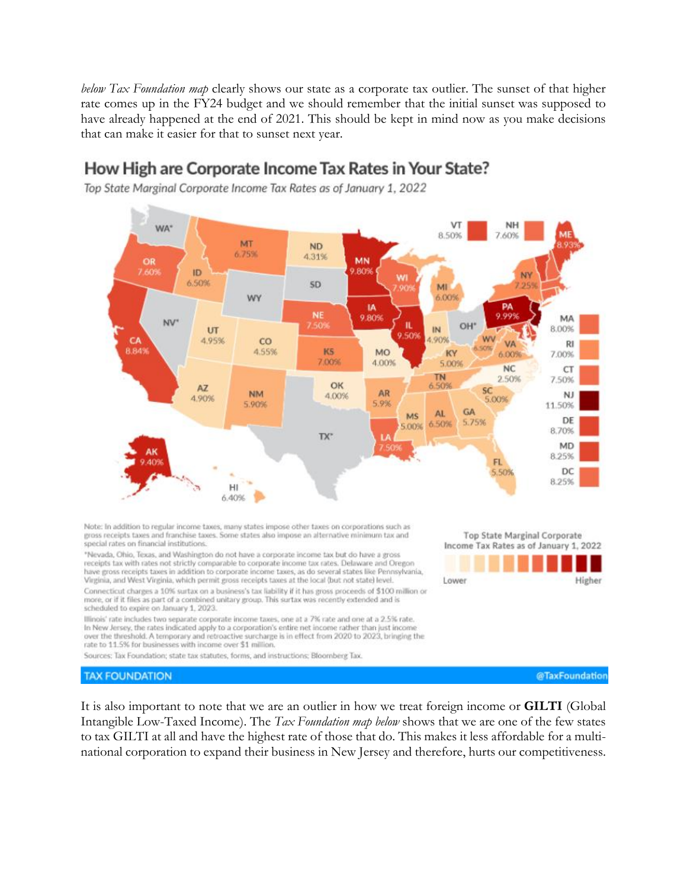*below Tax Foundation map* clearly shows our state as a corporate tax outlier. The sunset of that higher rate comes up in the FY24 budget and we should remember that the initial sunset was supposed to have already happened at the end of 2021. This should be kept in mind now as you make decisions that can make it easier for that to sunset next year.

## How High are Corporate Income Tax Rates in Your State?

*Top State Marginal Corporate Income Tax Rates as of January 1, 2022*

| State | Rate |
|---|---|
| WA* | |
| OR | 7.60% |
| MT | 6.75% |
| ID | 6.50% |
| ND | 4.31% |
| MN | 9.80% |
| SD | |
| WY | |
| WI | 7.90% |
| MI | 6.00% |
| NV* | |
| UT | 4.95% |
| CO | 4.55% |
| NE | 7.50% |
| IA | 9.80% |
| IL | 9.50% |
| IN | 4.90% |
| OH* | |
| PA | 9.99% |
| NY | 7.25% |
| VT | 8.50% |
| NH | 7.60% |
| ME | 8.93% |
| CA | 8.84% |
| KS | 7.00% |
| MO | 4.00% |
| KY | 5.00% |
| WV | 6.50% |
| VA | 6.00% |
| AZ | 4.90% |
| NM | 5.90% |
| OK | 4.00% |
| AR | 5.9% |
| TN | 6.50% |
| NC | 2.50% |
| SC | 5.00% |
| MS | 5.00% |
| AL | 6.50% |
| GA | 5.75% |
| TX* | |
| LA | 7.50% |
| FL | 5.50% |
| AK | 9.40% |
| HI | 6.40% |
| MA | 8.00% |
| RI | 7.00% |
| CT | 7.50% |
| NJ | 11.50% |
| DE | 8.70% |
| MD | 8.25% |
| DC | 8.25% |

Note: In addition to regular income taxes, many states impose other taxes on corporations such as gross receipts taxes and franchise taxes. Some states also impose an alternative minimum tax and special rates on financial institutions.

*Nevada, Ohio, Texas, and Washington do not have a corporate income tax but do have a gross receipts tax with rates not strictly comparable to corporate income tax rates. Delaware and Oregon have gross receipts taxes in addition to corporate income taxes, as do several states like Pennsylvania, Virginia, and West Virginia, which permit gross receipts taxes at the local (but not state) level.

Connecticut charges a 10% surtax on a business's tax liability if it has gross proceeds of $100 million or more, or if it files as part of a combined unitary group. This surtax was recently extended and is scheduled to expire on January 1, 2023.

Illinois' rate includes two separate corporate income taxes, one at a 7% rate and one at a 2.5% rate. In New Jersey, the rates indicated apply to a corporation's entire net income rather than just income over the threshold. A temporary and retroactive surcharge is in effect from 2020 to 2023, bringing the rate to 11.5% for businesses with income over $1 million.

Sources: Tax Foundation; state tax statutes, forms, and instructions; Bloomberg Tax.

Top State Marginal Corporate Income Tax Rates as of January 1, 2022 — Lower to Higher

TAX FOUNDATION @TaxFoundation

It is also important to note that we are an outlier in how we treat foreign income or **GILTI** (Global Intangible Low-Taxed Income). The *Tax Foundation map below* shows that we are one of the few states to tax GILTI at all and have the highest rate of those that do. This makes it less affordable for a multi-national corporation to expand their business in New Jersey and therefore, hurts our competitiveness.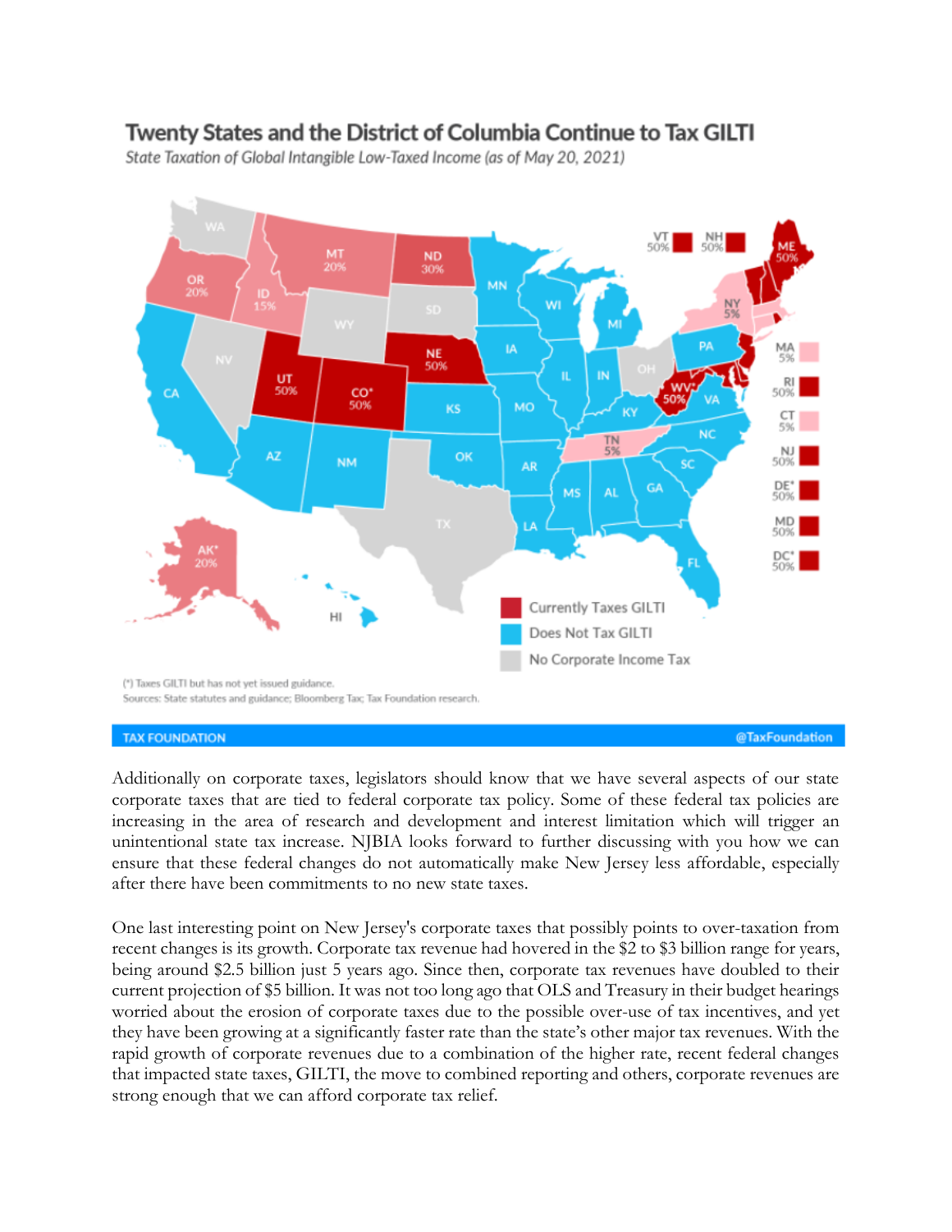## Twenty States and the District of Columbia Continue to Tax GILTI

*State Taxation of Global Intangible Low-Taxed Income (as of May 20, 2021)*

- Currently Taxes GILTI
- Does Not Tax GILTI
- No Corporate Income Tax

| State | Percentage |
|---|---|
| AK* | 20% |
| OR | 20% |
| ID | 15% |
| MT | 20% |
| ND | 30% |
| NE | 50% |
| UT | 50% |
| CO* | 50% |
| TN | 5% |
| WV* | 50% |
| NY | 5% |
| VT | 50% |
| NH | 50% |
| ME | 50% |
| MA | 5% |
| RI | 50% |
| CT | 5% |
| NJ | 50% |
| DE* | 50% |
| MD | 50% |
| DC* | 50% |

(*) Taxes GILTI but has not yet issued guidance.

Sources: State statutes and guidance; Bloomberg Tax; Tax Foundation research.

TAX FOUNDATION @TaxFoundation

Additionally on corporate taxes, legislators should know that we have several aspects of our state corporate taxes that are tied to federal corporate tax policy. Some of these federal tax policies are increasing in the area of research and development and interest limitation which will trigger an unintentional state tax increase. NJBIA looks forward to further discussing with you how we can ensure that these federal changes do not automatically make New Jersey less affordable, especially after there have been commitments to no new state taxes.

One last interesting point on New Jersey's corporate taxes that possibly points to over-taxation from recent changes is its growth. Corporate tax revenue had hovered in the $2 to $3 billion range for years, being around $2.5 billion just 5 years ago. Since then, corporate tax revenues have doubled to their current projection of $5 billion. It was not too long ago that OLS and Treasury in their budget hearings worried about the erosion of corporate taxes due to the possible over-use of tax incentives, and yet they have been growing at a significantly faster rate than the state's other major tax revenues. With the rapid growth of corporate revenues due to a combination of the higher rate, recent federal changes that impacted state taxes, GILTI, the move to combined reporting and others, corporate revenues are strong enough that we can afford corporate tax relief.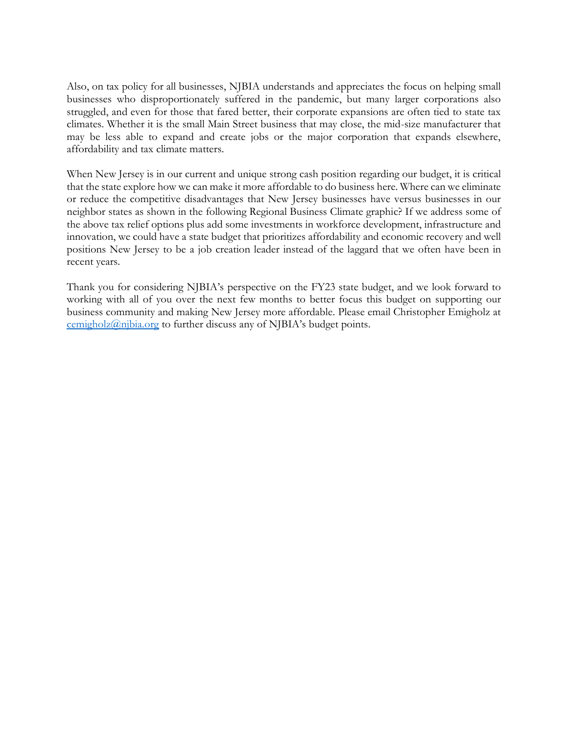Also, on tax policy for all businesses, NJBIA understands and appreciates the focus on helping small businesses who disproportionately suffered in the pandemic, but many larger corporations also struggled, and even for those that fared better, their corporate expansions are often tied to state tax climates. Whether it is the small Main Street business that may close, the mid-size manufacturer that may be less able to expand and create jobs or the major corporation that expands elsewhere, affordability and tax climate matters.

When New Jersey is in our current and unique strong cash position regarding our budget, it is critical that the state explore how we can make it more affordable to do business here. Where can we eliminate or reduce the competitive disadvantages that New Jersey businesses have versus businesses in our neighbor states as shown in the following Regional Business Climate graphic? If we address some of the above tax relief options plus add some investments in workforce development, infrastructure and innovation, we could have a state budget that prioritizes affordability and economic recovery and well positions New Jersey to be a job creation leader instead of the laggard that we often have been in recent years.

Thank you for considering NJBIA's perspective on the FY23 state budget, and we look forward to working with all of you over the next few months to better focus this budget on supporting our business community and making New Jersey more affordable. Please email Christopher Emigholz at [cemigholz@njbia.org](mailto:cemigholz@njbia.org) to further discuss any of NJBIA's budget points.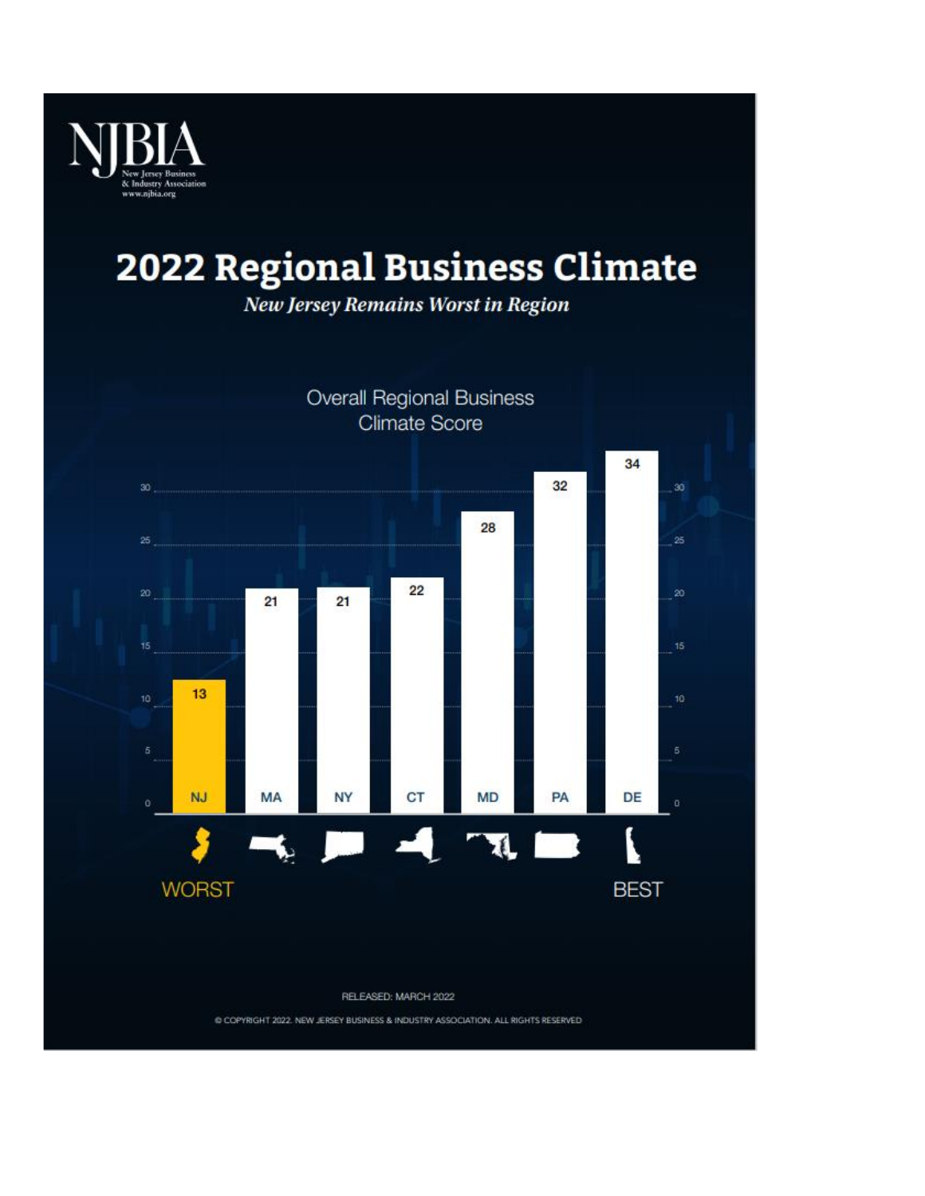NJBIA

New Jersey Business & Industry Association
www.njbia.org

# 2022 Regional Business Climate

*New Jersey Remains Worst in Region*

## Overall Regional Business Climate Score

| State | Score |
|---|---|
| NJ | 13 |
| MA | 21 |
| NY | 21 |
| CT | 22 |
| MD | 28 |
| PA | 32 |
| DE | 34 |

WORST → BEST

RELEASED: MARCH 2022

© COPYRIGHT 2022. NEW JERSEY BUSINESS & INDUSTRY ASSOCIATION. ALL RIGHTS RESERVED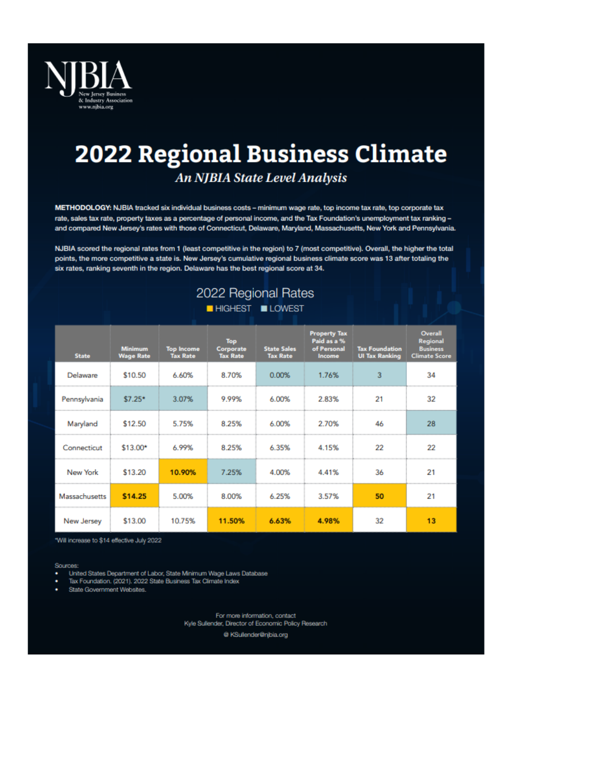# NJBIA

New Jersey Business & Industry Association
www.njbia.org

# 2022 Regional Business Climate

*An NJBIA State Level Analysis*

**METHODOLOGY:** NJBIA tracked six individual business costs – minimum wage rate, top income tax rate, top corporate tax rate, sales tax rate, property taxes as a percentage of personal income, and the Tax Foundation's unemployment tax ranking – and compared New Jersey's rates with those of Connecticut, Delaware, Maryland, Massachusetts, New York and Pennsylvania.

NJBIA scored the regional rates from 1 (least competitive in the region) to 7 (most competitive). Overall, the higher the total points, the more competitive a state is. New Jersey's cumulative regional business climate score was 13 after totaling the six rates, ranking seventh in the region. Delaware has the best regional score at 34.

## 2022 Regional Rates

HIGHEST   LOWEST

| State | Minimum Wage Rate | Top Income Tax Rate | Top Corporate Tax Rate | State Sales Tax Rate | Property Tax Paid as a % of Personal Income | Tax Foundation UI Tax Ranking | Overall Regional Business Climate Score |
|---|---|---|---|---|---|---|---|
| Delaware | $10.50 | 6.60% | 8.70% | 0.00% | 1.76% | 3 | 34 |
| Pennsylvania | $7.25* | 3.07% | 9.99% | 6.00% | 2.83% | 21 | 32 |
| Maryland | $12.50 | 5.75% | 8.25% | 6.00% | 2.70% | 46 | 28 |
| Connecticut | $13.00* | 6.99% | 8.25% | 6.35% | 4.15% | 22 | 22 |
| New York | $13.20 | **10.90%** | 7.25% | 4.00% | 4.41% | 36 | 21 |
| Massachusetts | **$14.25** | 5.00% | 8.00% | 6.25% | 3.57% | **50** | 21 |
| New Jersey | $13.00 | 10.75% | **11.50%** | **6.63%** | **4.98%** | 32 | **13** |

*Will increase to $14 effective July 2022

Sources:

- United States Department of Labor, State Minimum Wage Laws Database
- Tax Foundation. (2021). 2022 State Business Tax Climate Index
- State Government Websites.

For more information, contact
Kyle Sullender, Director of Economic Policy Research
@ KSullender@njbia.org